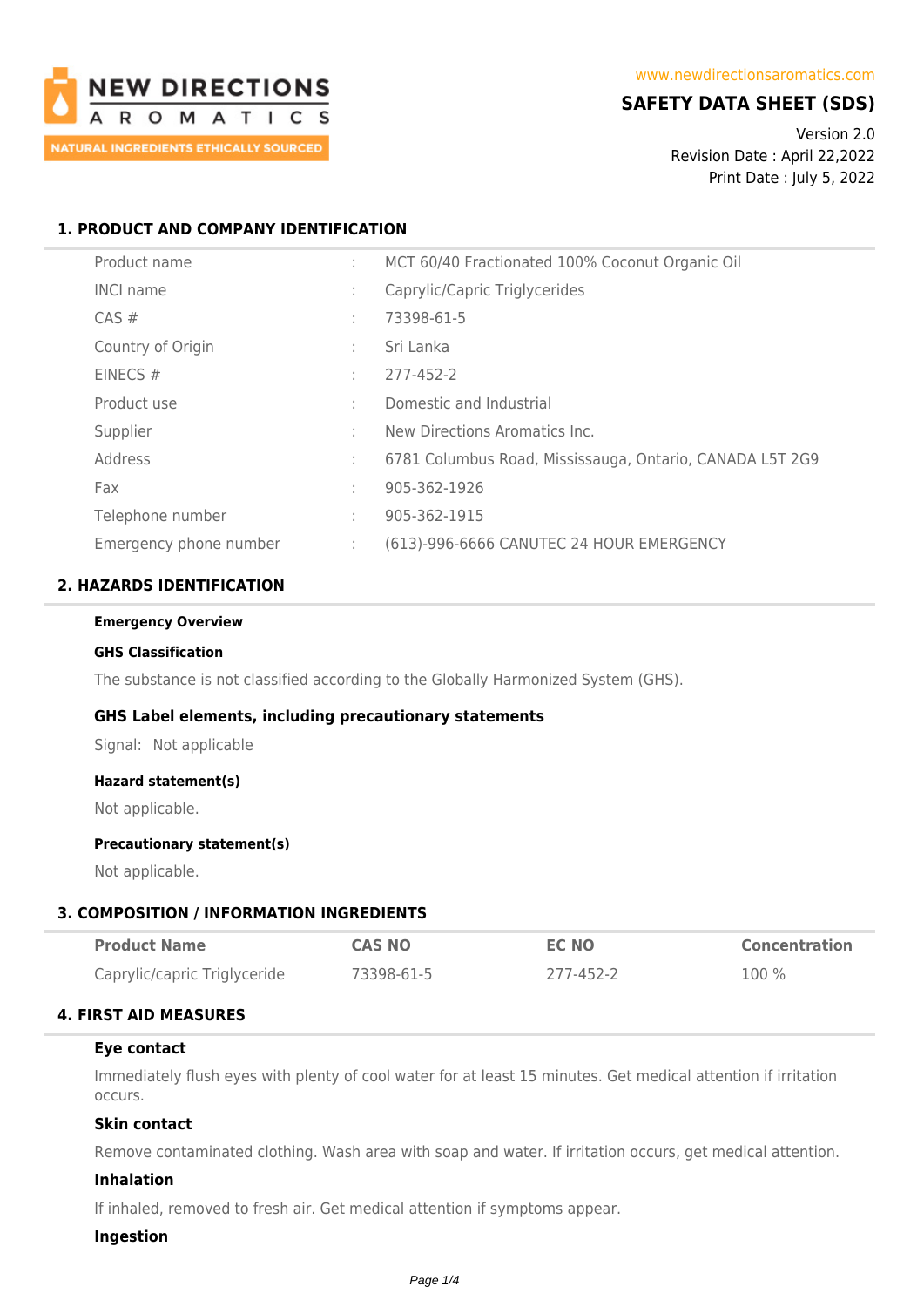NEW DIRECTIONS AROMATICS

NATURAL INGREDIENTS ETHICALLY SOURCED

www.newdirectionsaromatics.com

# SAFETY DATA SHEET (SDS)

Version 2.0
Revision Date : April 22,2022
Print Date : July 5, 2022

## 1. PRODUCT AND COMPANY IDENTIFICATION

| | | |
|---|---|---|
| Product name | : | MCT 60/40 Fractionated 100% Coconut Organic Oil |
| INCI name | : | Caprylic/Capric Triglycerides |
| CAS # | : | 73398-61-5 |
| Country of Origin | : | Sri Lanka |
| EINECS # | : | 277-452-2 |
| Product use | : | Domestic and Industrial |
| Supplier | : | New Directions Aromatics Inc. |
| Address | : | 6781 Columbus Road, Mississauga, Ontario, CANADA L5T 2G9 |
| Fax | : | 905-362-1926 |
| Telephone number | : | 905-362-1915 |
| Emergency phone number | : | (613)-996-6666 CANUTEC 24 HOUR EMERGENCY |

## 2. HAZARDS IDENTIFICATION

**Emergency Overview**

**GHS Classification**

The substance is not classified according to the Globally Harmonized System (GHS).

### GHS Label elements, including precautionary statements

Signal: Not applicable

**Hazard statement(s)**

Not applicable.

**Precautionary statement(s)**

Not applicable.

## 3. COMPOSITION / INFORMATION INGREDIENTS

| Product Name | CAS NO | EC NO | Concentration |
|---|---|---|---|
| Caprylic/capric Triglyceride | 73398-61-5 | 277-452-2 | 100 % |

## 4. FIRST AID MEASURES

**Eye contact**

Immediately flush eyes with plenty of cool water for at least 15 minutes. Get medical attention if irritation occurs.

**Skin contact**

Remove contaminated clothing. Wash area with soap and water. If irritation occurs, get medical attention.

**Inhalation**

If inhaled, removed to fresh air. Get medical attention if symptoms appear.

**Ingestion**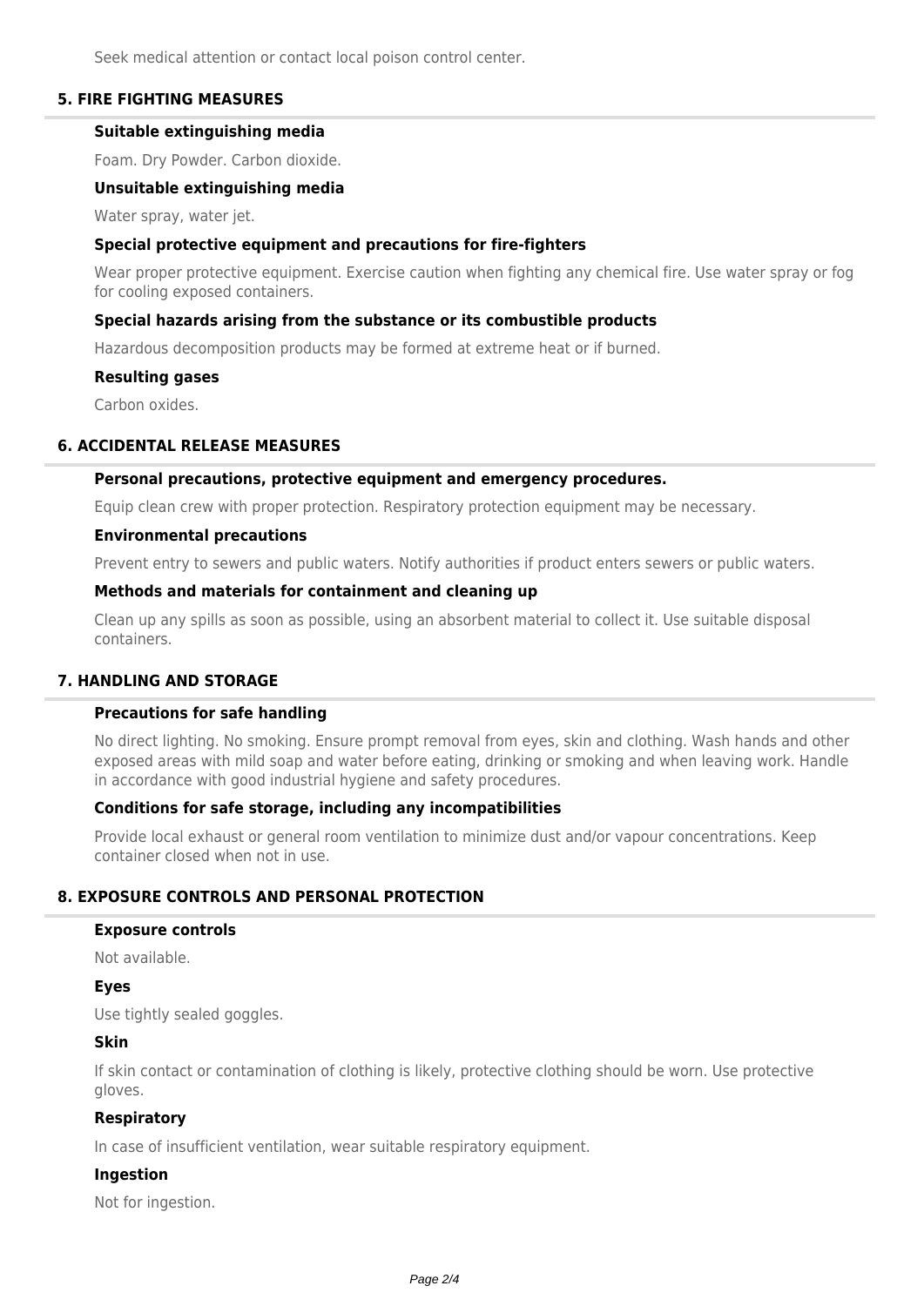Seek medical attention or contact local poison control center.

## 5. FIRE FIGHTING MEASURES

### Suitable extinguishing media

Foam. Dry Powder. Carbon dioxide.

### Unsuitable extinguishing media

Water spray, water jet.

### Special protective equipment and precautions for fire-fighters

Wear proper protective equipment. Exercise caution when fighting any chemical fire. Use water spray or fog for cooling exposed containers.

### Special hazards arising from the substance or its combustible products

Hazardous decomposition products may be formed at extreme heat or if burned.

### Resulting gases

Carbon oxides.

## 6. ACCIDENTAL RELEASE MEASURES

### Personal precautions, protective equipment and emergency procedures.

Equip clean crew with proper protection. Respiratory protection equipment may be necessary.

### Environmental precautions

Prevent entry to sewers and public waters. Notify authorities if product enters sewers or public waters.

### Methods and materials for containment and cleaning up

Clean up any spills as soon as possible, using an absorbent material to collect it. Use suitable disposal containers.

## 7. HANDLING AND STORAGE

### Precautions for safe handling

No direct lighting. No smoking. Ensure prompt removal from eyes, skin and clothing. Wash hands and other exposed areas with mild soap and water before eating, drinking or smoking and when leaving work. Handle in accordance with good industrial hygiene and safety procedures.

### Conditions for safe storage, including any incompatibilities

Provide local exhaust or general room ventilation to minimize dust and/or vapour concentrations. Keep container closed when not in use.

## 8. EXPOSURE CONTROLS AND PERSONAL PROTECTION

### Exposure controls

Not available.

### Eyes

Use tightly sealed goggles.

### Skin

If skin contact or contamination of clothing is likely, protective clothing should be worn. Use protective gloves.

### Respiratory

In case of insufficient ventilation, wear suitable respiratory equipment.

### Ingestion

Not for ingestion.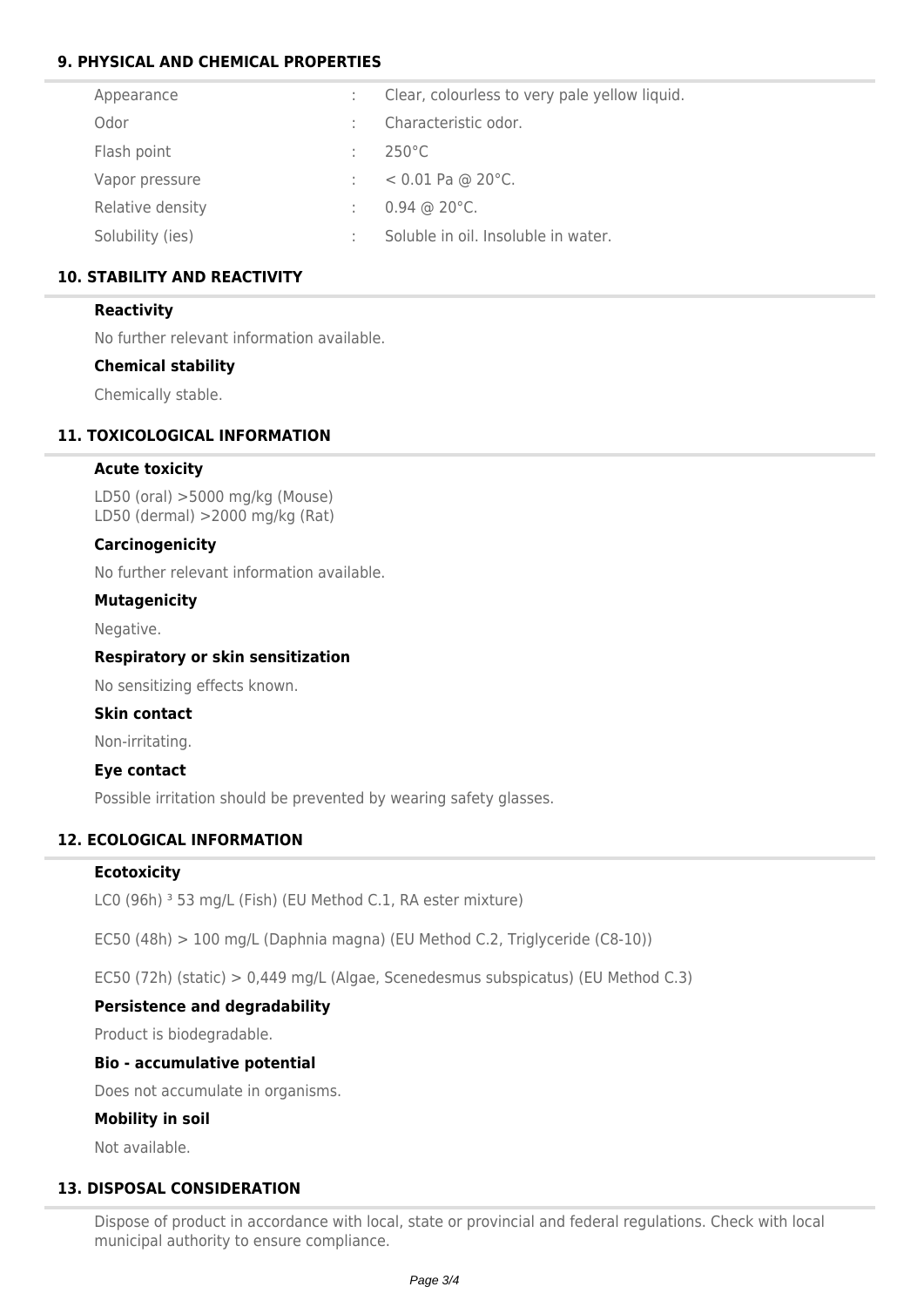## 9. PHYSICAL AND CHEMICAL PROPERTIES

| | | |
|---|---|---|
| Appearance | : | Clear, colourless to very pale yellow liquid. |
| Odor | : | Characteristic odor. |
| Flash point | : | 250°C |
| Vapor pressure | : | < 0.01 Pa @ 20°C. |
| Relative density | : | 0.94 @ 20°C. |
| Solubility (ies) | : | Soluble in oil. Insoluble in water. |

## 10. STABILITY AND REACTIVITY

### Reactivity

No further relevant information available.

### Chemical stability

Chemically stable.

## 11. TOXICOLOGICAL INFORMATION

### Acute toxicity

LD50 (oral) >5000 mg/kg (Mouse)
LD50 (dermal) >2000 mg/kg (Rat)

### Carcinogenicity

No further relevant information available.

### Mutagenicity

Negative.

### Respiratory or skin sensitization

No sensitizing effects known.

### Skin contact

Non-irritating.

### Eye contact

Possible irritation should be prevented by wearing safety glasses.

## 12. ECOLOGICAL INFORMATION

### Ecotoxicity

LC0 (96h) ³ 53 mg/L (Fish) (EU Method C.1, RA ester mixture)

EC50 (48h) > 100 mg/L (Daphnia magna) (EU Method C.2, Triglyceride (C8-10))

EC50 (72h) (static) > 0,449 mg/L (Algae, Scenedesmus subspicatus) (EU Method C.3)

### Persistence and degradability

Product is biodegradable.

### Bio - accumulative potential

Does not accumulate in organisms.

### Mobility in soil

Not available.

## 13. DISPOSAL CONSIDERATION

Dispose of product in accordance with local, state or provincial and federal regulations. Check with local municipal authority to ensure compliance.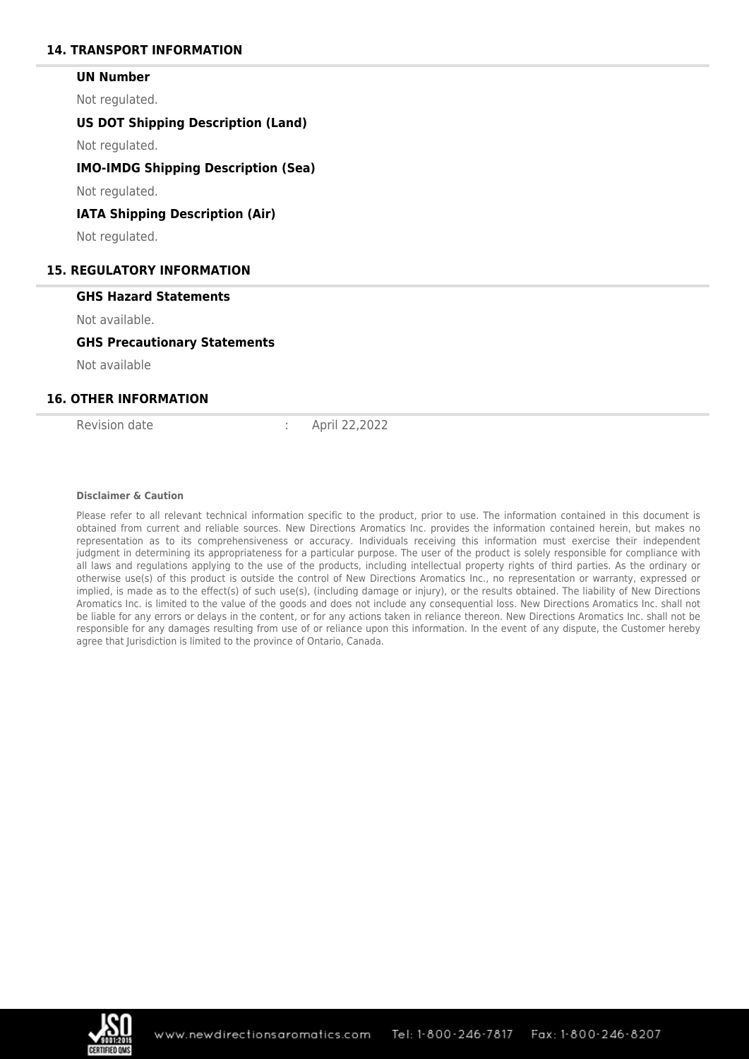## 14. TRANSPORT INFORMATION

### UN Number

Not regulated.

### US DOT Shipping Description (Land)

Not regulated.

### IMO-IMDG Shipping Description (Sea)

Not regulated.

### IATA Shipping Description (Air)

Not regulated.

## 15. REGULATORY INFORMATION

### GHS Hazard Statements

Not available.

### GHS Precautionary Statements

Not available

## 16. OTHER INFORMATION

Revision date : April 22,2022

**Disclaimer & Caution**

Please refer to all relevant technical information specific to the product, prior to use. The information contained in this document is obtained from current and reliable sources. New Directions Aromatics Inc. provides the information contained herein, but makes no representation as to its comprehensiveness or accuracy. Individuals receiving this information must exercise their independent judgment in determining its appropriateness for a particular purpose. The user of the product is solely responsible for compliance with all laws and regulations applying to the use of the products, including intellectual property rights of third parties. As the ordinary or otherwise use(s) of this product is outside the control of New Directions Aromatics Inc., no representation or warranty, expressed or implied, is made as to the effect(s) of such use(s), (including damage or injury), or the results obtained. The liability of New Directions Aromatics Inc. is limited to the value of the goods and does not include any consequential loss. New Directions Aromatics Inc. shall not be liable for any errors or delays in the content, or for any actions taken in reliance thereon. New Directions Aromatics Inc. shall not be responsible for any damages resulting from use of or reliance upon this information. In the event of any dispute, the Customer hereby agree that Jurisdiction is limited to the province of Ontario, Canada.